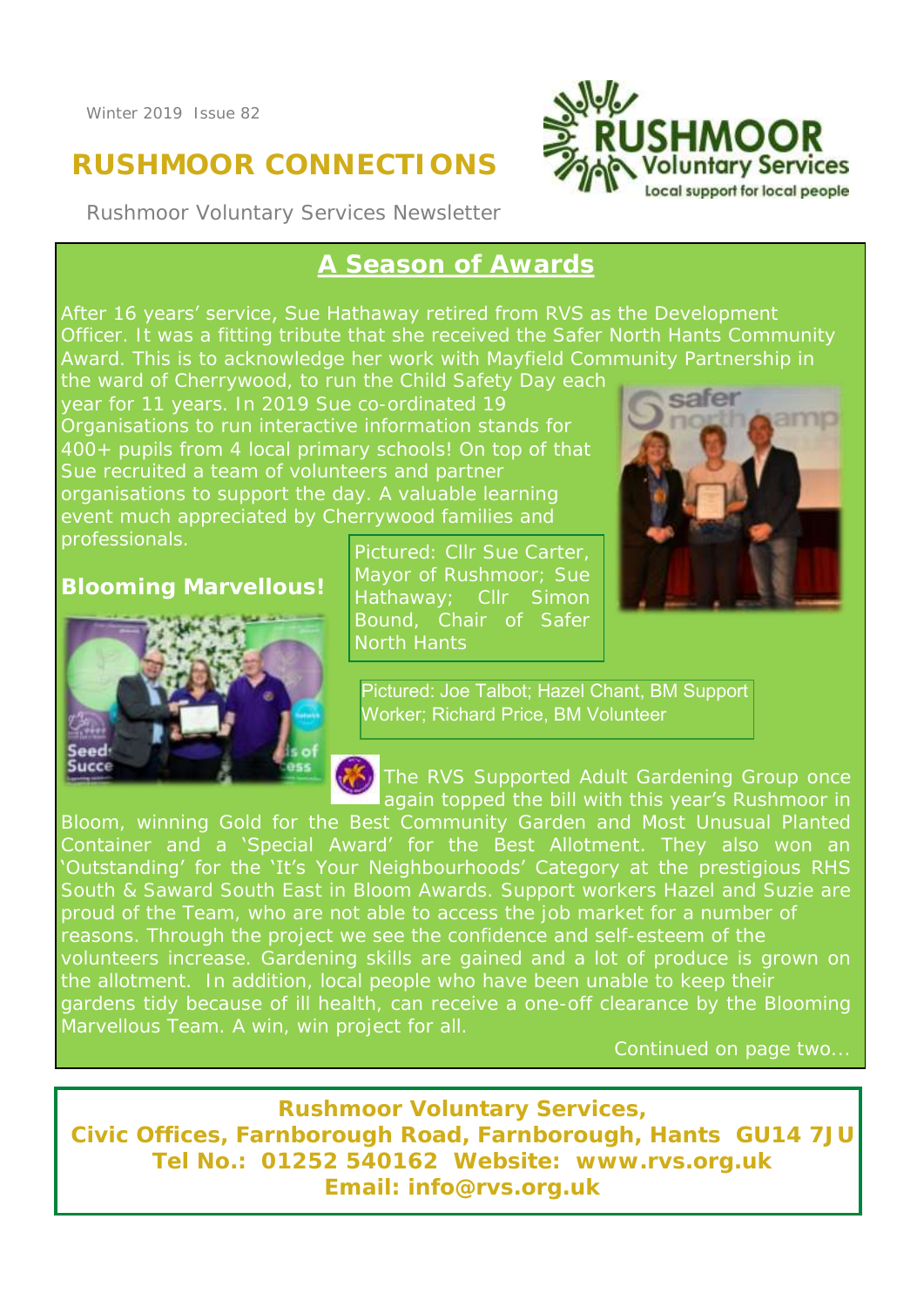Winter 2019 Issue 82

# RUSHMOOR CONNECTIONS

Rushmoor Voluntary Services Newsletter

## A Season of Awards

After 16 years' service, Sue Hathaway retired from RVS as the Development Officer. It was a fitting tribute that she received the Safer North Hants Community Award. This is to acknowledge her work with Mayfield Community Partnership in the ward of Cherrywood, to run the Child Safety Day each year for 11 years. In 2019 Sue co-ordinated 19 Organisations to run interactive information stands for 400+ pupils from 4 local primary schools! On top of that Sue recruited a team of volunteers and partner organisations to support the day. A valuable learning event much appreciated by Cherrywood families and professionals.

Pictured: Cllr Sue Carter, Mayor of Rushmoor; Sue Hathaway; Cllr Simon Bound, Chair of Safer North Hants

### Blooming Marvellous!

Pictured: Joe Talbot; Hazel Chant, BM Support Worker; Richard Price, BM Volunteer

The RVS Supported Adult Gardening Group once again topped the bill with this year's Rushmoor in Bloom, winning Gold for the Best Community Garden and Most Unusual Planted Container and a 'Special Award' for the Best Allotment. They also won an 'Outstanding' for the 'It's Your Neighbourhoods' Category at the prestigious RHS South & Saward South East in Bloom Awards. Support workers Hazel and Suzie are proud of the Team, who are not able to access the job market for a number of reasons. Through the project we see the confidence and self-esteem of the volunteers increase. Gardening skills are gained and a lot of produce is grown on the allotment. In addition, local people who have been unable to keep their gardens tidy because of ill health, can receive a one-off clearance by the Blooming Marvellous Team. A win, win project for all.

Continued on page two...

**Rushmoor Voluntary Services,**
**Civic Offices, Farnborough Road, Farnborough, Hants GU14 7JU**
**Tel No.: 01252 540162 Website: www.rvs.org.uk**
**Email: info@rvs.org.uk**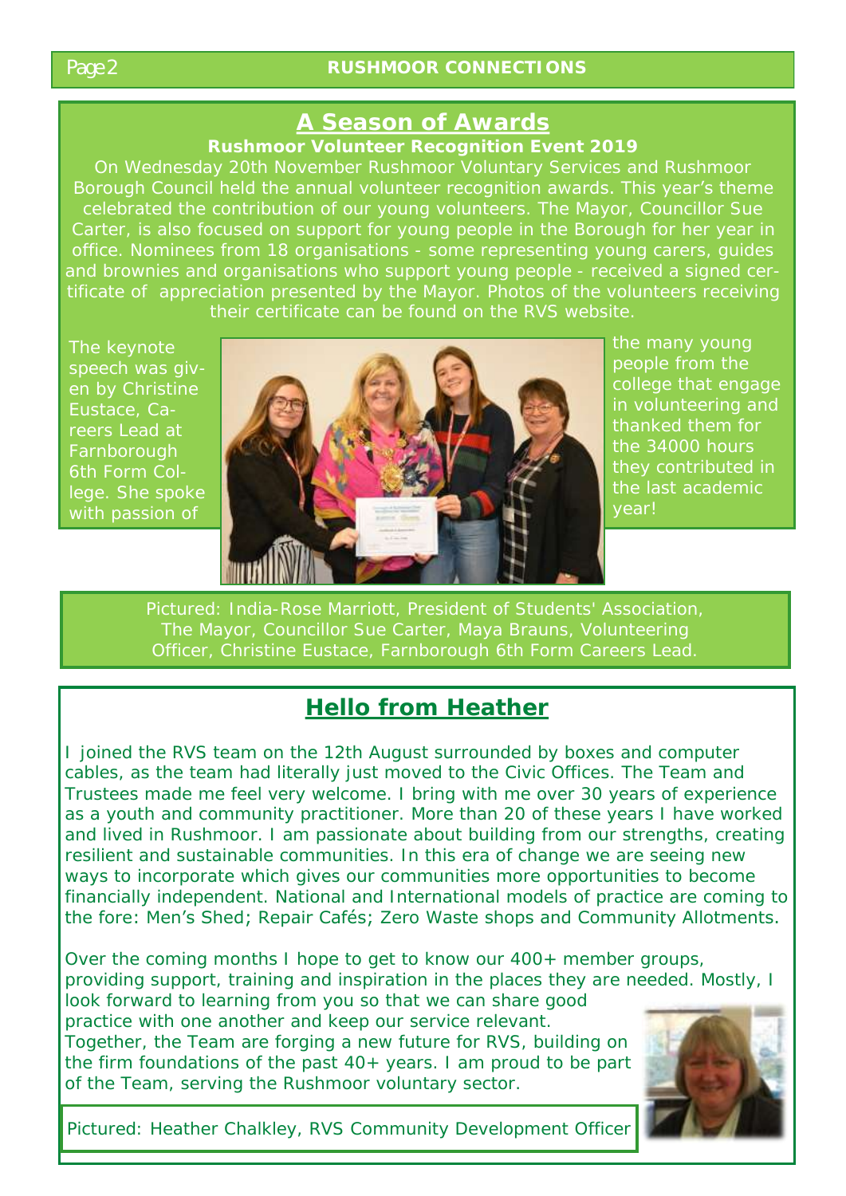## A Season of Awards

**Rushmoor Volunteer Recognition Event 2019**

On Wednesday 20th November Rushmoor Voluntary Services and Rushmoor Borough Council held the annual volunteer recognition awards. This year's theme celebrated the contribution of our young volunteers. The Mayor, Councillor Sue Carter, is also focused on support for young people in the Borough for her year in office. Nominees from 18 organisations - some representing young carers, guides and brownies and organisations who support young people - received a signed certificate of appreciation presented by the Mayor. Photos of the volunteers receiving their certificate can be found on the RVS website.

The keynote speech was given by Christine Eustace, Careers Lead at Farnborough 6th Form College. She spoke with passion of the many young people from the college that engage in volunteering and thanked them for the 34000 hours they contributed in the last academic year!

Pictured: India-Rose Marriott, President of Students' Association, The Mayor, Councillor Sue Carter, Maya Brauns, Volunteering Officer, Christine Eustace, Farnborough 6th Form Careers Lead.

## Hello from Heather

I joined the RVS team on the 12th August surrounded by boxes and computer cables, as the team had literally just moved to the Civic Offices. The Team and Trustees made me feel very welcome. I bring with me over 30 years of experience as a youth and community practitioner. More than 20 of these years I have worked and lived in Rushmoor. I am passionate about building from our strengths, creating resilient and sustainable communities. In this era of change we are seeing new ways to incorporate which gives our communities more opportunities to become financially independent. National and International models of practice are coming to the fore: Men's Shed; Repair Cafés; Zero Waste shops and Community Allotments.

Over the coming months I hope to get to know our 400+ member groups, providing support, training and inspiration in the places they are needed. Mostly, I look forward to learning from you so that we can share good practice with one another and keep our service relevant. Together, the Team are forging a new future for RVS, building on the firm foundations of the past 40+ years. I am proud to be part of the Team, serving the Rushmoor voluntary sector.

Pictured: Heather Chalkley, RVS Community Development Officer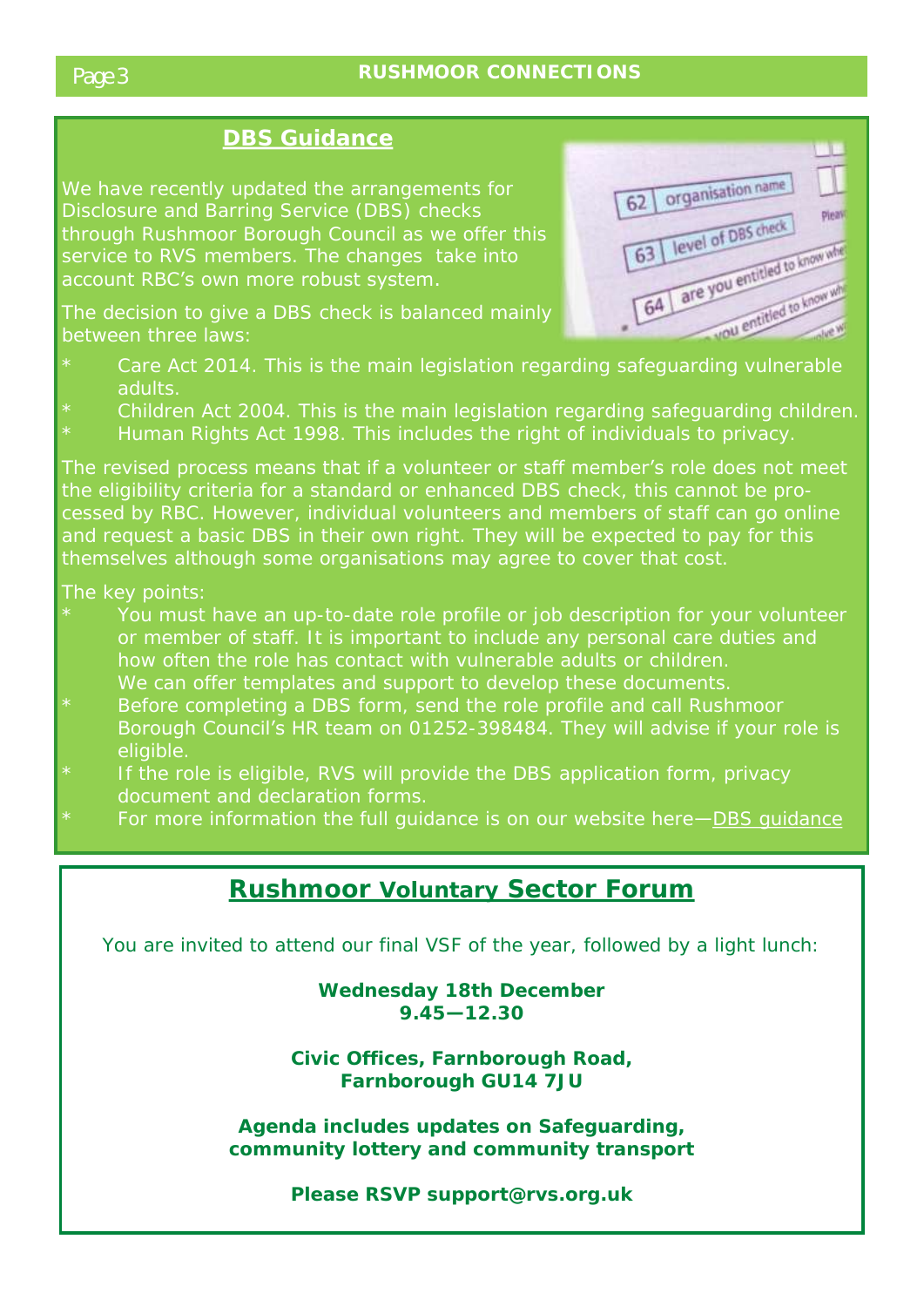## DBS Guidance

We have recently updated the arrangements for Disclosure and Barring Service (DBS) checks through Rushmoor Borough Council as we offer this service to RVS members. The changes take into account RBC's own more robust system.

The decision to give a DBS check is balanced mainly between three laws:

* Care Act 2014. This is the main legislation regarding safeguarding vulnerable adults.
* Children Act 2004. This is the main legislation regarding safeguarding children.
* Human Rights Act 1998. This includes the right of individuals to privacy.

The revised process means that if a volunteer or staff member's role does not meet the eligibility criteria for a standard or enhanced DBS check, this cannot be processed by RBC. However, individual volunteers and members of staff can go online and request a basic DBS in their own right. They will be expected to pay for this themselves although some organisations may agree to cover that cost.

The key points:

* You must have an up-to-date role profile or job description for your volunteer or member of staff. It is important to include any personal care duties and how often the role has contact with vulnerable adults or children. We can offer templates and support to develop these documents.
* Before completing a DBS form, send the role profile and call Rushmoor Borough Council's HR team on 01252-398484. They will advise if your role is eligible.
* If the role is eligible, RVS will provide the DBS application form, privacy document and declaration forms.
* For more information the full guidance is on our website here—DBS guidance

## Rushmoor Voluntary Sector Forum

You are invited to attend our final VSF of the year, followed by a light lunch:

**Wednesday 18th December**
**9.45—12.30**

**Civic Offices, Farnborough Road,**
**Farnborough GU14 7JU**

**Agenda includes updates on Safeguarding, community lottery and community transport**

**Please RSVP support@rvs.org.uk**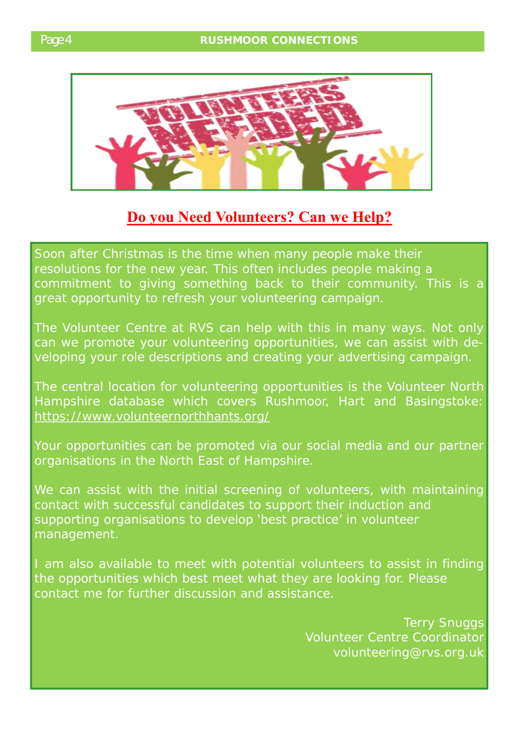## Do you Need Volunteers? Can we Help?

Soon after Christmas is the time when many people make their resolutions for the new year. This often includes people making a commitment to giving something back to their community. This is a great opportunity to refresh your volunteering campaign.

The Volunteer Centre at RVS can help with this in many ways. Not only can we promote your volunteering opportunities, we can assist with developing your role descriptions and creating your advertising campaign.

The central location for volunteering opportunities is the Volunteer North Hampshire database which covers Rushmoor, Hart and Basingstoke: https://www.volunteernorthhants.org/

Your opportunities can be promoted via our social media and our partner organisations in the North East of Hampshire.

We can assist with the initial screening of volunteers, with maintaining contact with successful candidates to support their induction and supporting organisations to develop 'best practice' in volunteer management.

I am also available to meet with potential volunteers to assist in finding the opportunities which best meet what they are looking for. Please contact me for further discussion and assistance.

Terry Snuggs
Volunteer Centre Coordinator
volunteering@rvs.org.uk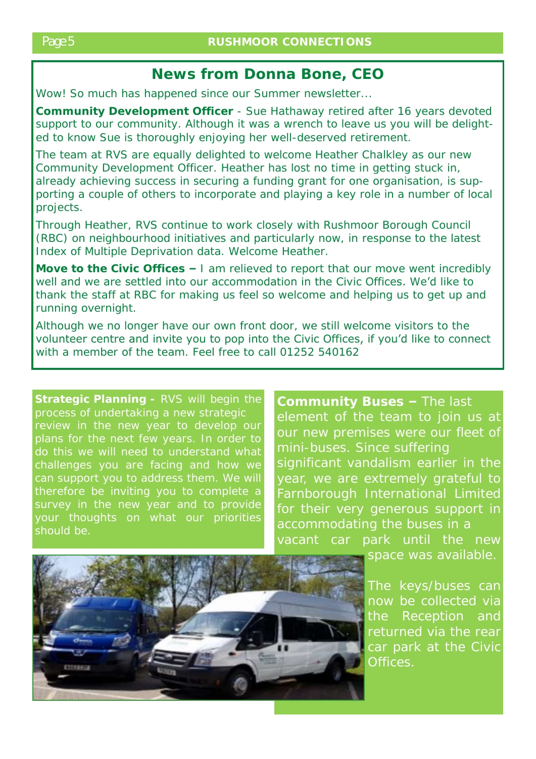## News from Donna Bone, CEO

Wow! So much has happened since our Summer newsletter...

**Community Development Officer** - Sue Hathaway retired after 16 years devoted support to our community. Although it was a wrench to leave us you will be delighted to know Sue is thoroughly enjoying her well-deserved retirement.

The team at RVS are equally delighted to welcome Heather Chalkley as our new Community Development Officer. Heather has lost no time in getting stuck in, already achieving success in securing a funding grant for one organisation, is supporting a couple of others to incorporate and playing a key role in a number of local projects.

Through Heather, RVS continue to work closely with Rushmoor Borough Council (RBC) on neighbourhood initiatives and particularly now, in response to the latest Index of Multiple Deprivation data. Welcome Heather.

**Move to the Civic Offices –** I am relieved to report that our move went incredibly well and we are settled into our accommodation in the Civic Offices. We'd like to thank the staff at RBC for making us feel so welcome and helping us to get up and running overnight.

Although we no longer have our own front door, we still welcome visitors to the volunteer centre and invite you to pop into the Civic Offices, if you'd like to connect with a member of the team. Feel free to call 01252 540162

**Strategic Planning -** RVS will begin the process of undertaking a new strategic review in the new year to develop our plans for the next few years. In order to do this we will need to understand what challenges you are facing and how we can support you to address them. We will therefore be inviting you to complete a survey in the new year and to provide your thoughts on what our priorities should be.

**Community Buses –** The last element of the team to join us at our new premises were our fleet of mini-buses. Since suffering significant vandalism earlier in the year, we are extremely grateful to Farnborough International Limited for their very generous support in accommodating the buses in a vacant car park until the new space was available.

The keys/buses can now be collected via the Reception and returned via the rear car park at the Civic Offices.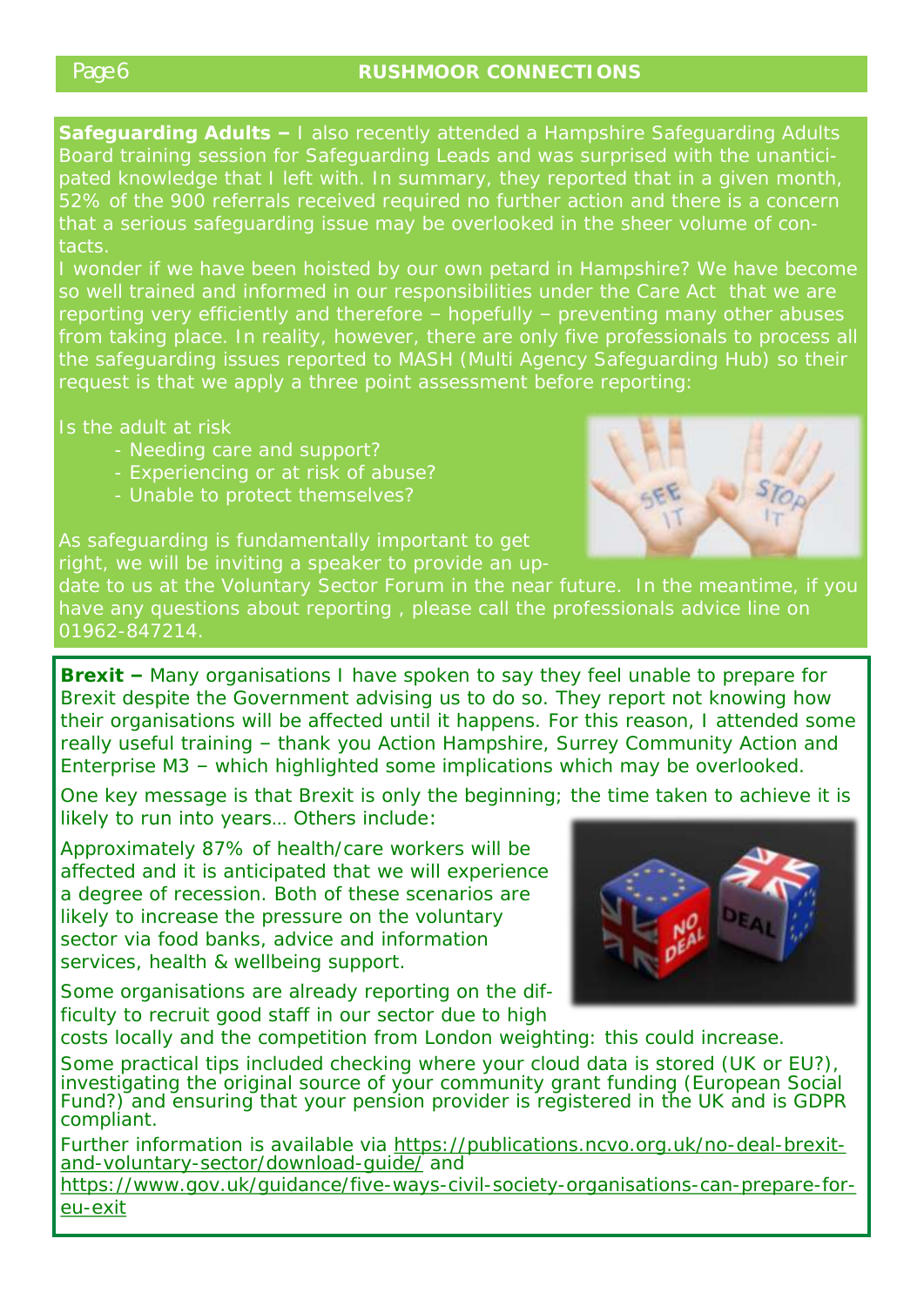**Safeguarding Adults –** I also recently attended a Hampshire Safeguarding Adults Board training session for Safeguarding Leads and was surprised with the unanticipated knowledge that I left with. In summary, they reported that in a given month, 52% of the 900 referrals received required no further action and there is a concern that a serious safeguarding issue may be overlooked in the sheer volume of contacts.

I wonder if we have been hoisted by our own petard in Hampshire? We have become so well trained and informed in our responsibilities under the Care Act that we are reporting very efficiently and therefore – hopefully – preventing many other abuses from taking place. In reality, however, there are only five professionals to process all the safeguarding issues reported to MASH (Multi Agency Safeguarding Hub) so their request is that we apply a three point assessment before reporting:

Is the adult at risk

- Needing care and support?
- Experiencing or at risk of abuse?
- Unable to protect themselves?

As safeguarding is fundamentally important to get right, we will be inviting a speaker to provide an update to us at the Voluntary Sector Forum in the near future. In the meantime, if you have any questions about reporting , please call the professionals advice line on 01962-847214.

**Brexit –** Many organisations I have spoken to say they feel unable to prepare for Brexit despite the Government advising us to do so. They report not knowing how their organisations will be affected until it happens. For this reason, I attended some really useful training – thank you Action Hampshire, Surrey Community Action and Enterprise M3 – which highlighted some implications which may be overlooked.

One key message is that Brexit is only the beginning; the time taken to achieve it is likely to run into years… Others include:

Approximately 87% of health/care workers will be affected and it is anticipated that we will experience a degree of recession. Both of these scenarios are likely to increase the pressure on the voluntary sector via food banks, advice and information services, health & wellbeing support.

Some organisations are already reporting on the difficulty to recruit good staff in our sector due to high costs locally and the competition from London weighting: this could increase.

Some practical tips included checking where your cloud data is stored (UK or EU?), investigating the original source of your community grant funding (European Social Fund?) and ensuring that your pension provider is registered in the UK and is GDPR compliant.

Further information is available via https://publications.ncvo.org.uk/no-deal-brexit-and-voluntary-sector/download-guide/ and https://www.gov.uk/guidance/five-ways-civil-society-organisations-can-prepare-for-eu-exit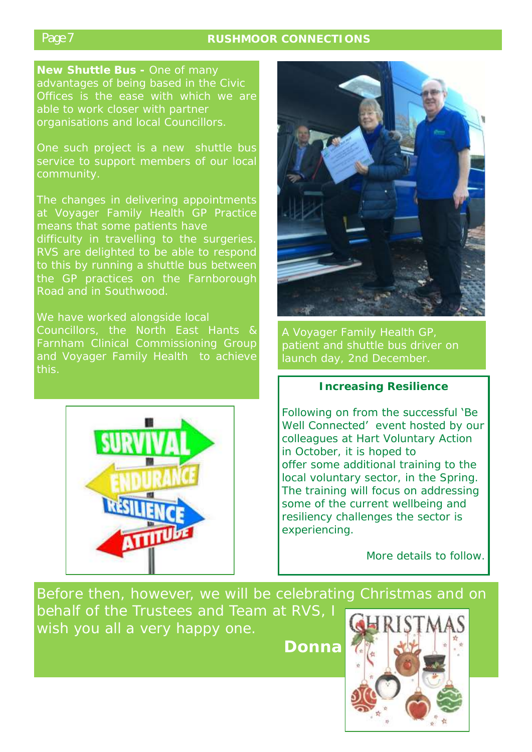**New Shuttle Bus -** One of many advantages of being based in the Civic Offices is the ease with which we are able to work closer with partner organisations and local Councillors.

One such project is a new shuttle bus service to support members of our local community.

The changes in delivering appointments at Voyager Family Health GP Practice means that some patients have difficulty in travelling to the surgeries. RVS are delighted to be able to respond to this by running a shuttle bus between the GP practices on the Farnborough Road and in Southwood.

We have worked alongside local Councillors, the North East Hants & Farnham Clinical Commissioning Group and Voyager Family Health to achieve this.

A Voyager Family Health GP, patient and shuttle bus driver on launch day, 2nd December.

### Increasing Resilience

Following on from the successful 'Be Well Connected' event hosted by our colleagues at Hart Voluntary Action in October, it is hoped to offer some additional training to the local voluntary sector, in the Spring. The training will focus on addressing some of the current wellbeing and resiliency challenges the sector is experiencing.

More details to follow.

Before then, however, we will be celebrating Christmas and on behalf of the Trustees and Team at RVS, I wish you all a very happy one.

**Donna**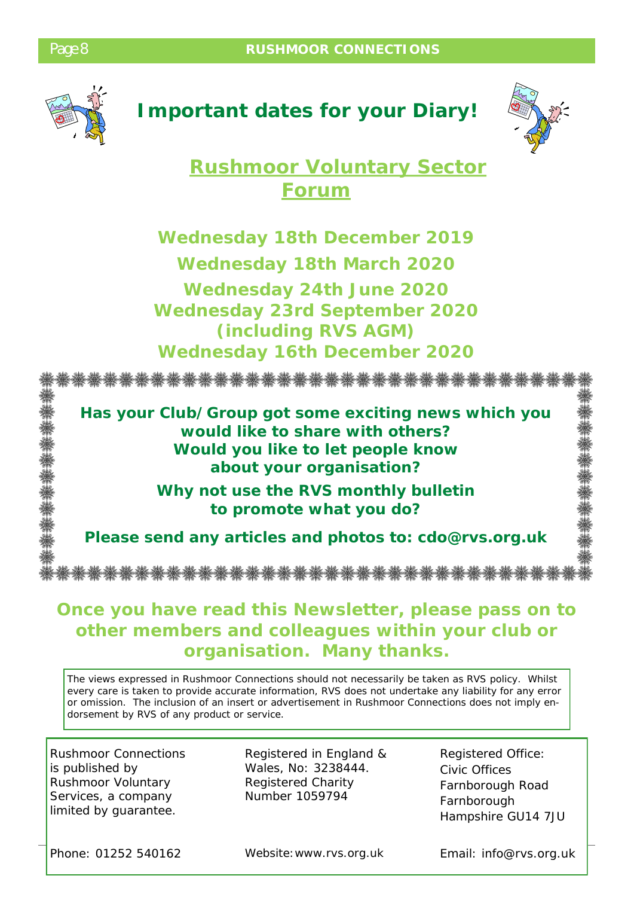# Important dates for your Diary!

## Rushmoor Voluntary Sector Forum

**Wednesday 18th December 2019**

**Wednesday 18th March 2020**

**Wednesday 24th June 2020**

**Wednesday 23rd September 2020 (including RVS AGM)**

**Wednesday 16th December 2020**

---

**Has your Club/Group got some exciting news which you would like to share with others?**
**Would you like to let people know about your organisation?**

**Why not use the RVS monthly bulletin to promote what you do?**

**Please send any articles and photos to: cdo@rvs.org.uk**

---

**Once you have read this Newsletter, please pass on to other members and colleagues within your club or organisation. Many thanks.**

The views expressed in Rushmoor Connections should not necessarily be taken as RVS policy. Whilst every care is taken to provide accurate information, RVS does not undertake any liability for any error or omission. The inclusion of an insert or advertisement in Rushmoor Connections does not imply endorsement by RVS of any product or service.

Rushmoor Connections is published by Rushmoor Voluntary Services, a company limited by guarantee.

Registered in England & Wales, No: 3238444.
Registered Charity Number 1059794

Registered Office:
Civic Offices
Farnborough Road
Farnborough
Hampshire GU14 7JU

Phone: 01252 540162

Website: www.rvs.org.uk

Email: info@rvs.org.uk